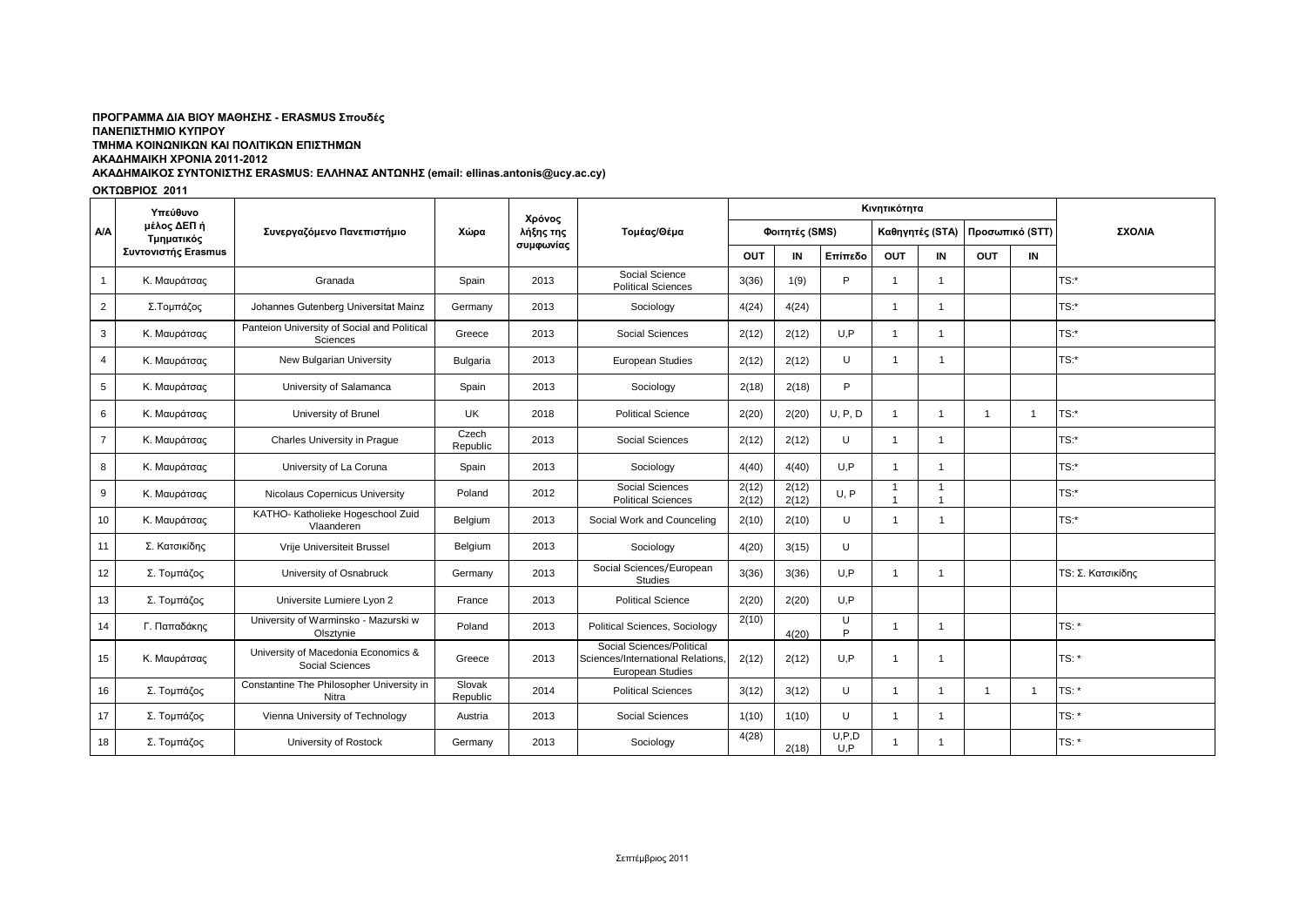**ΠΡΟΓΡΑΜΜΑ ΔΙΑ ΒΙΟΥ ΜΑΘΗΣΗΣ - ERASMUS Σπουδές**
**ΠΑΝΕΠΙΣΤΗΜΙΟ ΚΥΠΡΟΥ**
**ΤΜΗΜΑ ΚΟΙΝΩΝΙΚΩΝ ΚΑΙ ΠΟΛΙΤΙΚΩΝ ΕΠΙΣΤΗΜΩΝ**
**ΑΚΑΔΗΜΑΙΚΗ ΧΡΟΝΙΑ 2011-2012**
**ΑΚΑΔΗΜΑΙΚΟΣ ΣΥΝΤΟΝΙΣΤΗΣ ERASMUS: ΕΛΛΗΝΑΣ ΑΝΤΩΝΗΣ (email: ellinas.antonis@ucy.ac.cy)**

**ΟΚΤΩΒΡΙΟΣ 2011**

| Α/Α | Υπεύθυνο μέλος ΔΕΠ ή Τμηματικός Συντονιστής Erasmus | Συνεργαζόμενο Πανεπιστήμιο | Χώρα | Χρόνος λήξης της συμφωνίας | Τομέας/Θέμα | Κινητικότητα | | | | | | | ΣΧΟΛΙΑ |
|---|---|---|---|---|---|---|---|---|---|---|---|---|---|
| | | | | | | Φοιτητές (SMS) | | | Καθηγητές (STA) | | Προσωπικό (STT) | | |
| | | | | | | OUT | IN | Επίπεδο | OUT | IN | OUT | IN | |
| 1 | Κ. Μαυράτσας | Granada | Spain | 2013 | Social Science Political Sciences | 3(36) | 1(9) | P | 1 | 1 | | | TS:* |
| 2 | Σ.Τομπάζος | Johannes Gutenberg Universitat Mainz | Germany | 2013 | Sociology | 4(24) | 4(24) | | 1 | 1 | | | TS:* |
| 3 | Κ. Μαυράτσας | Panteion University of Social and Political Sciences | Greece | 2013 | Social Sciences | 2(12) | 2(12) | U,P | 1 | 1 | | | TS:* |
| 4 | Κ. Μαυράτσας | New Bulgarian University | Bulgaria | 2013 | European Studies | 2(12) | 2(12) | U | 1 | 1 | | | TS:* |
| 5 | Κ. Μαυράτσας | University of Salamanca | Spain | 2013 | Sociology | 2(18) | 2(18) | P | | | | | |
| 6 | Κ. Μαυράτσας | University of Brunel | UK | 2018 | Political Science | 2(20) | 2(20) | U, P, D | 1 | 1 | 1 | 1 | TS:* |
| 7 | Κ. Μαυράτσας | Charles University in Prague | Czech Republic | 2013 | Social Sciences | 2(12) | 2(12) | U | 1 | 1 | | | TS:* |
| 8 | Κ. Μαυράτσας | University of La Coruna | Spain | 2013 | Sociology | 4(40) | 4(40) | U,P | 1 | 1 | | | TS:* |
| 9 | Κ. Μαυράτσας | Nicolaus Copernicus University | Poland | 2012 | Social Sciences Political Sciences | 2(12) 2(12) | 2(12) 2(12) | U, P | 1 1 | 1 1 | | | TS:* |
| 10 | Κ. Μαυράτσας | KATHO- Katholieke Hogeschool Zuid Vlaanderen | Belgium | 2013 | Social Work and Counceling | 2(10) | 2(10) | U | 1 | 1 | | | TS:* |
| 11 | Σ. Κατσικίδης | Vrije Universiteit Brussel | Belgium | 2013 | Sociology | 4(20) | 3(15) | U | | | | | |
| 12 | Σ. Τομπάζος | University of Osnabruck | Germany | 2013 | Social Sciences/European Studies | 3(36) | 3(36) | U,P | 1 | 1 | | | TS: Σ. Κατσικίδης |
| 13 | Σ. Τομπάζος | Universite Lumiere Lyon 2 | France | 2013 | Political Science | 2(20) | 2(20) | U,P | | | | | |
| 14 | Γ. Παπαδάκης | University of Warminsko - Mazurski w Olsztynie | Poland | 2013 | Political Sciences, Sociology | 2(10) | 4(20) | U P | 1 | 1 | | | TS: * |
| 15 | Κ. Μαυράτσας | University of Macedonia Economics & Social Sciences | Greece | 2013 | Social Sciences/Political Sciences/International Relations, European Studies | 2(12) | 2(12) | U,P | 1 | 1 | | | TS: * |
| 16 | Σ. Τομπάζος | Constantine The Philosopher University in Nitra | Slovak Republic | 2014 | Political Sciences | 3(12) | 3(12) | U | 1 | 1 | 1 | 1 | TS: * |
| 17 | Σ. Τομπάζος | Vienna University of Technology | Austria | 2013 | Social Sciences | 1(10) | 1(10) | U | 1 | 1 | | | TS: * |
| 18 | Σ. Τομπάζος | University of Rostock | Germany | 2013 | Sociology | 4(28) | 2(18) | U,P,D U,P | 1 | 1 | | | TS: * |

Σεπτέμβριος 2011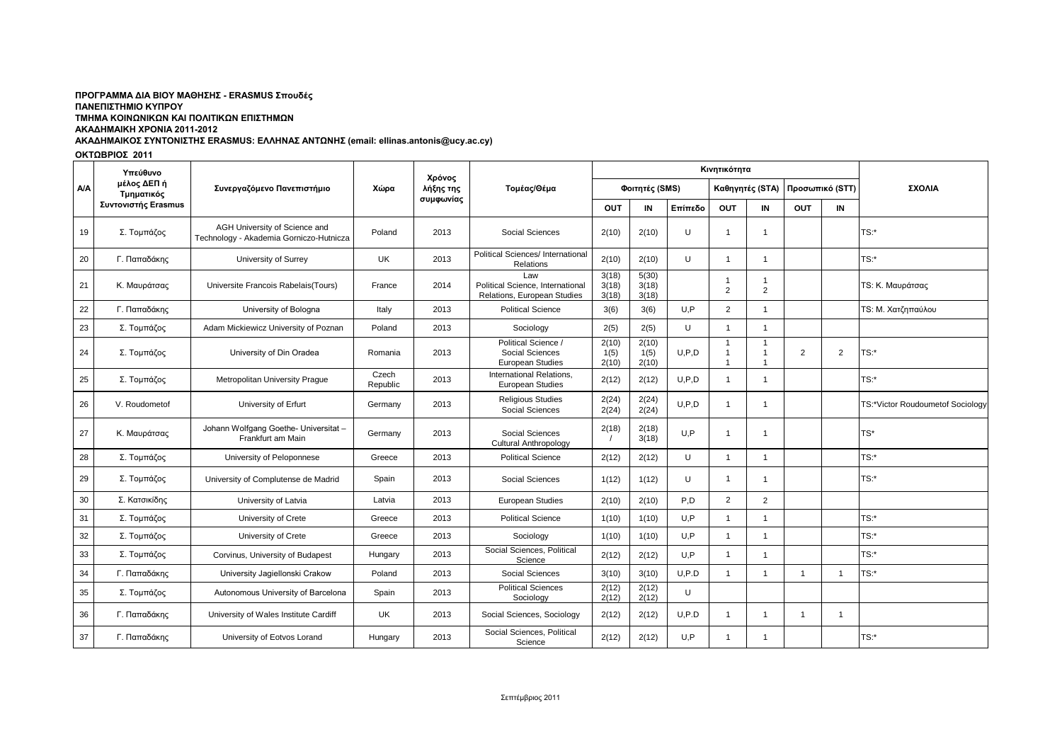**ΠΡΟΓΡΑΜΜΑ ΔΙΑ ΒΙΟΥ ΜΑΘΗΣΗΣ - ERASMUS Σπουδές**
**ΠΑΝΕΠΙΣΤΗΜΙΟ ΚΥΠΡΟΥ**
**ΤΜΗΜΑ ΚΟΙΝΩΝΙΚΩΝ ΚΑΙ ΠΟΛΙΤΙΚΩΝ ΕΠΙΣΤΗΜΩΝ**
**ΑΚΑΔΗΜΑΙΚΗ ΧΡΟΝΙΑ 2011-2012**
**ΑΚΑΔΗΜΑΙΚΟΣ ΣΥΝΤΟΝΙΣΤΗΣ ERASMUS: ΕΛΛΗΝΑΣ ΑΝΤΩΝΗΣ (email: ellinas.antonis@ucy.ac.cy)**

**ΟΚΤΩΒΡΙΟΣ 2011**

| Α/Α | Υπεύθυνο μέλος ΔΕΠ ή Τμηματικός Συντονιστής Erasmus | Συνεργαζόμενο Πανεπιστήμιο | Χώρα | Χρόνος λήξης της συμφωνίας | Τομέας/Θέμα | Κινητικότητα | | | | | | | ΣΧΟΛΙΑ |
|---|---|---|---|---|---|---|---|---|---|---|---|---|---|
| | | | | | | Φοιτητές (SMS) | | | Καθηγητές (STA) | | Προσωπικό (STT) | | |
| | | | | | | OUT | IN | Επίπεδο | OUT | IN | OUT | IN | |
| 19 | Σ. Τομπάζος | AGH University of Science and Technology - Akademia Gorniczo-Hutnicza | Poland | 2013 | Social Sciences | 2(10) | 2(10) | U | 1 | 1 | | | TS:* |
| 20 | Γ. Παπαδάκης | University of Surrey | UK | 2013 | Political Sciences/ International Relations | 2(10) | 2(10) | U | 1 | 1 | | | TS:* |
| 21 | Κ. Μαυράτσας | Universite Francois Rabelais(Tours) | France | 2014 | Law<br>Political Science, International Relations, European Studies | 3(18)<br>3(18)<br>3(18) | 5(30)<br>3(18)<br>3(18) | | 1<br>2 | 1<br>2 | | | TS: Κ. Μαυράτσας |
| 22 | Γ. Παπαδάκης | University of Bologna | Italy | 2013 | Political Science | 3(6) | 3(6) | U,P | 2 | 1 | | | TS: Μ. Χατζηπαύλου |
| 23 | Σ. Τομπάζος | Adam Mickiewicz University of Poznan | Poland | 2013 | Sociology | 2(5) | 2(5) | U | 1 | 1 | | | |
| 24 | Σ. Τομπάζος | University of Din Oradea | Romania | 2013 | Political Science /<br>Social Sciences<br>European Studies | 2(10)<br>1(5)<br>2(10) | 2(10)<br>1(5)<br>2(10) | U,P,D | 1<br>1<br>1 | 1<br>1<br>1 | 2 | 2 | TS:* |
| 25 | Σ. Τομπάζος | Metropolitan University Prague | Czech Republic | 2013 | International Relations, European Studies | 2(12) | 2(12) | U,P,D | 1 | 1 | | | TS:* |
| 26 | V. Roudometof | University of Erfurt | Germany | 2013 | Religious Studies<br>Social Sciences | 2(24)<br>2(24) | 2(24)<br>2(24) | U,P,D | 1 | 1 | | | TS:*Victor Roudoumetof Sociology |
| 27 | Κ. Μαυράτσας | Johann Wolfgang Goethe- Universitat – Frankfurt am Main | Germany | 2013 | Social Sciences<br>Cultural Anthropology | 2(18)<br>/ | 2(18)<br>3(18) | U,P | 1 | 1 | | | TS* |
| 28 | Σ. Τομπάζος | University of Peloponnese | Greece | 2013 | Political Science | 2(12) | 2(12) | U | 1 | 1 | | | TS:* |
| 29 | Σ. Τομπάζος | University of Complutense de Madrid | Spain | 2013 | Social Sciences | 1(12) | 1(12) | U | 1 | 1 | | | TS:* |
| 30 | Σ. Κατσικίδης | University of Latvia | Latvia | 2013 | European Studies | 2(10) | 2(10) | P,D | 2 | 2 | | | |
| 31 | Σ. Τομπάζος | University of Crete | Greece | 2013 | Political Science | 1(10) | 1(10) | U,P | 1 | 1 | | | TS:* |
| 32 | Σ. Τομπάζος | University of Crete | Greece | 2013 | Sociology | 1(10) | 1(10) | U,P | 1 | 1 | | | TS:* |
| 33 | Σ. Τομπάζος | Corvinus, University of Budapest | Hungary | 2013 | Social Sciences, Political Science | 2(12) | 2(12) | U,P | 1 | 1 | | | TS:* |
| 34 | Γ. Παπαδάκης | University Jagiellonski Crakow | Poland | 2013 | Social Sciences | 3(10) | 3(10) | U,P.D | 1 | 1 | 1 | 1 | TS:* |
| 35 | Σ. Τομπάζος | Autonomous University of Barcelona | Spain | 2013 | Political Sciences<br>Sociology | 2(12)<br>2(12) | 2(12)<br>2(12) | U | | | | | |
| 36 | Γ. Παπαδάκης | University of Wales Institute Cardiff | UK | 2013 | Social Sciences, Sociology | 2(12) | 2(12) | U,P.D | 1 | 1 | 1 | 1 | |
| 37 | Γ. Παπαδάκης | University of Eotvos Lorand | Hungary | 2013 | Social Sciences, Political Science | 2(12) | 2(12) | U,P | 1 | 1 | | | TS:* |

Σεπτέμβριος 2011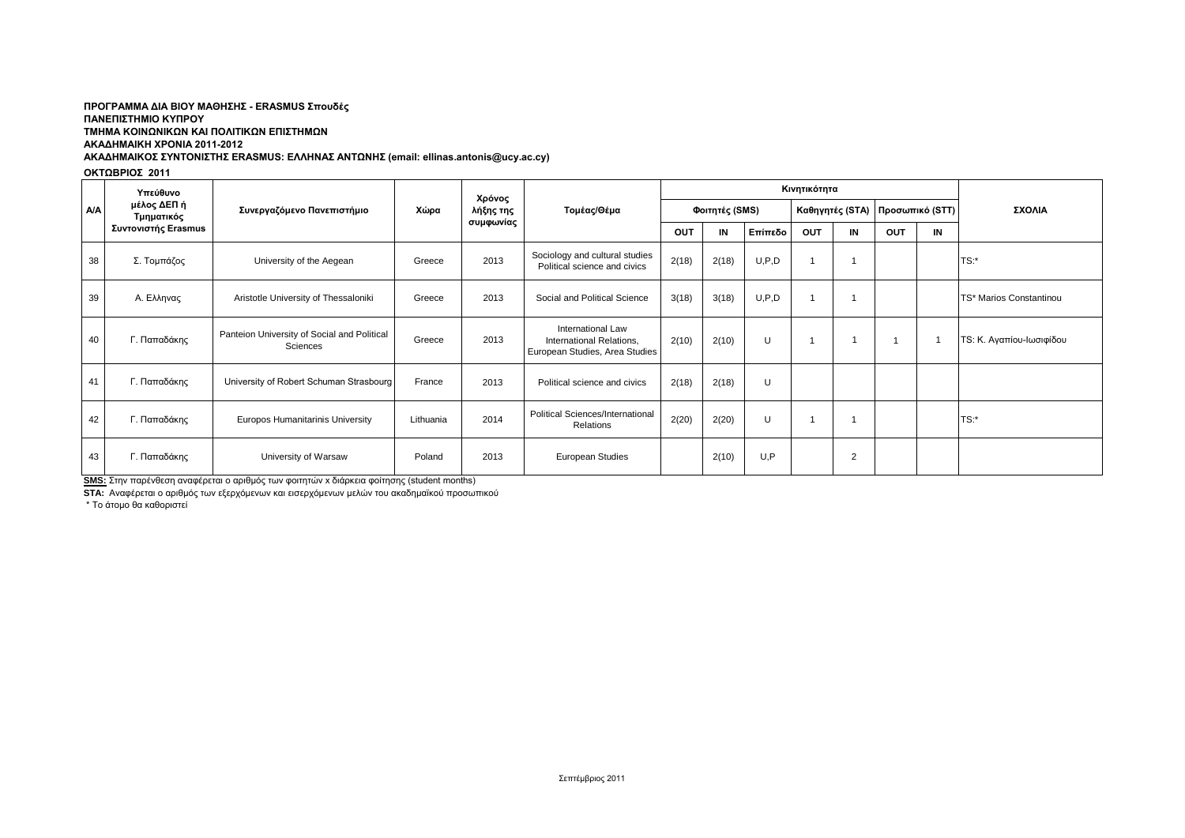**ΠΡΟΓΡΑΜΜΑ ΔΙΑ ΒΙΟΥ ΜΑΘΗΣΗΣ - ERASMUS Σπουδές**
**ΠΑΝΕΠΙΣΤΗΜΙΟ ΚΥΠΡΟΥ**
**ΤΜΗΜΑ ΚΟΙΝΩΝΙΚΩΝ ΚΑΙ ΠΟΛΙΤΙΚΩΝ ΕΠΙΣΤΗΜΩΝ**
**ΑΚΑΔΗΜΑΙΚΗ ΧΡΟΝΙΑ 2011-2012**
**ΑΚΑΔΗΜΑΙΚΟΣ ΣΥΝΤΟΝΙΣΤΗΣ ERASMUS: ΕΛΛΗΝΑΣ ΑΝΤΩΝΗΣ (email: ellinas.antonis@ucy.ac.cy)**

**ΟΚΤΩΒΡΙΟΣ 2011**

| Α/Α | Υπεύθυνο μέλος ΔΕΠ ή Τμηματικός Συντονιστής Erasmus | Συνεργαζόμενο Πανεπιστήμιο | Χώρα | Χρόνος λήξης της συμφωνίας | Τομέας/Θέμα | Κινητικότητα | | | | | | | ΣΧΟΛΙΑ |
|---|---|---|---|---|---|---|---|---|---|---|---|---|---|
| | | | | | | Φοιτητές (SMS) | | | Καθηγητές (STA) | | Προσωπικό (STT) | | |
| | | | | | | OUT | IN | Επίπεδο | OUT | IN | OUT | IN | |
| 38 | Σ. Τομπάζος | University of the Aegean | Greece | 2013 | Sociology and cultural studies Political science and civics | 2(18) | 2(18) | U,P,D | 1 | 1 | | | TS:* |
| 39 | Α. Ελληνας | Aristotle University of Thessaloniki | Greece | 2013 | Social and Political Science | 3(18) | 3(18) | U,P,D | 1 | 1 | | | TS* Marios Constantinou |
| 40 | Γ. Παπαδάκης | Panteion University of Social and Political Sciences | Greece | 2013 | International Law International Relations, European Studies, Area Studies | 2(10) | 2(10) | U | 1 | 1 | 1 | 1 | TS: Κ. Αγαπίου-Ιωσιφίδου |
| 41 | Γ. Παπαδάκης | University of Robert Schuman Strasbourg | France | 2013 | Political science and civics | 2(18) | 2(18) | U | | | | | |
| 42 | Γ. Παπαδάκης | Europos Humanitarinis University | Lithuania | 2014 | Political Sciences/International Relations | 2(20) | 2(20) | U | 1 | 1 | | | TS:* |
| 43 | Γ. Παπαδάκης | University of Warsaw | Poland | 2013 | European Studies | | 2(10) | U,P | | 2 | | | |

**SMS:** Στην παρένθεση αναφέρεται ο αριθμός των φοιτητών x διάρκεια φοίτησης (student months)

**STA:** Αναφέρεται ο αριθμός των εξερχόμενων και εισερχόμενων μελών του ακαδημαϊκού προσωπικού

\* Το άτομο θα καθοριστεί

Σεπτέμβριος 2011